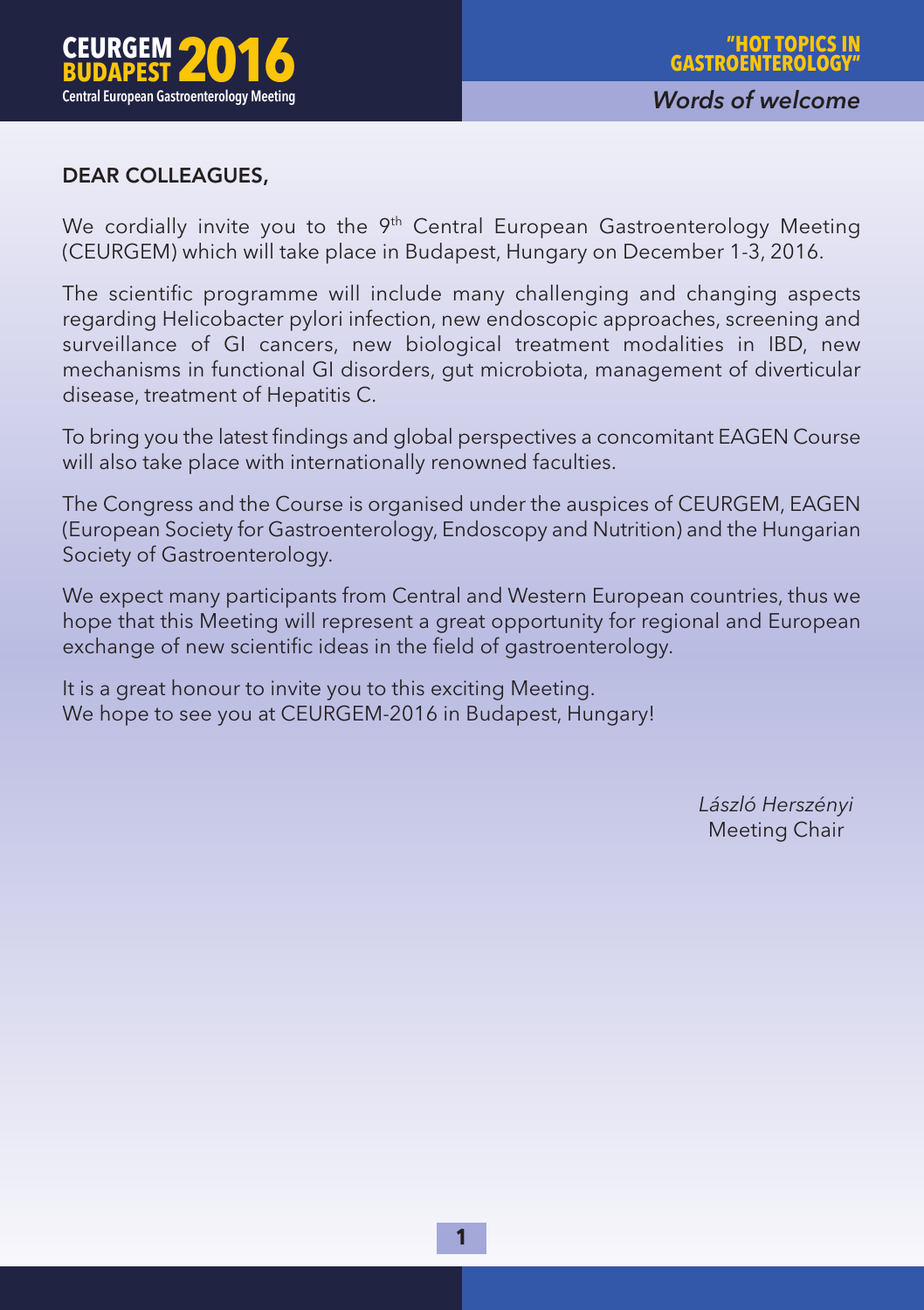## Words of welcome

### DEAR COLLEAGUES,

We cordially invite you to the 9th Central European Gastroenterology Meeting (CEURGEM) which will take place in Budapest, Hungary on December 1-3, 2016.

The scientific programme will include many challenging and changing aspects regarding Helicobacter pylori infection, new endoscopic approaches, screening and surveillance of GI cancers, new biological treatment modalities in IBD, new mechanisms in functional GI disorders, gut microbiota, management of diverticular disease, treatment of Hepatitis C.

To bring you the latest findings and global perspectives a concomitant EAGEN Course will also take place with internationally renowned faculties.

The Congress and the Course is organised under the auspices of CEURGEM, EAGEN (European Society for Gastroenterology, Endoscopy and Nutrition) and the Hungarian Society of Gastroenterology.

We expect many participants from Central and Western European countries, thus we hope that this Meeting will represent a great opportunity for regional and European exchange of new scientific ideas in the field of gastroenterology.

It is a great honour to invite you to this exciting Meeting.
We hope to see you at CEURGEM-2016 in Budapest, Hungary!

*László Herszényi*
Meeting Chair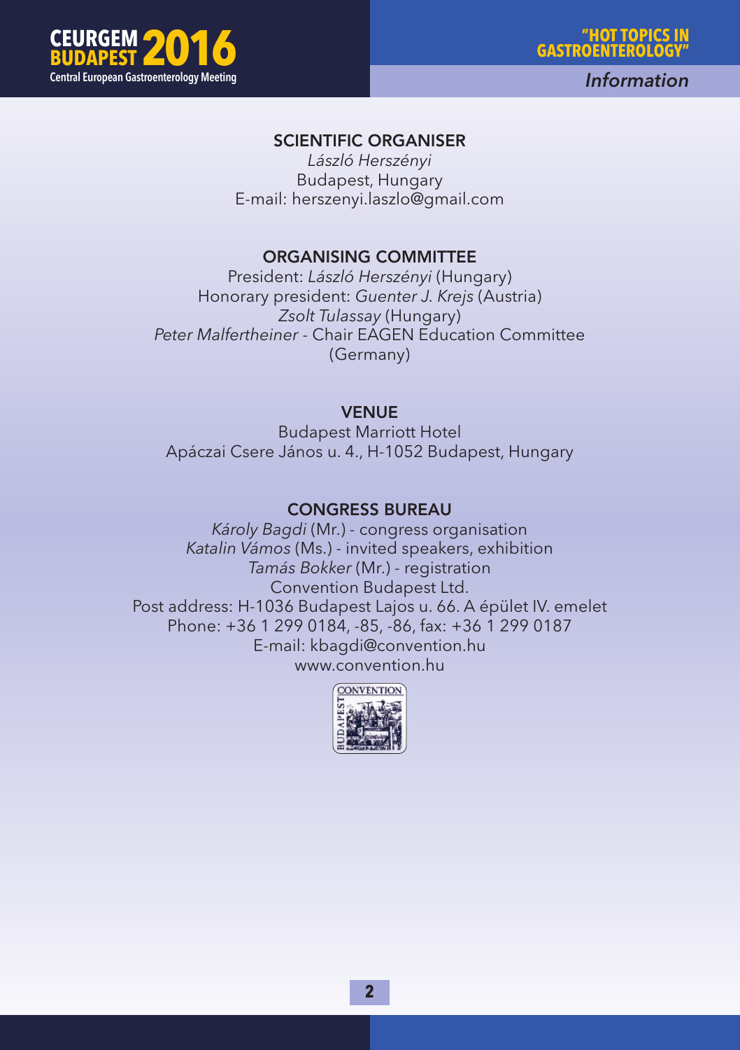## SCIENTIFIC ORGANISER

*László Herszényi*
Budapest, Hungary
E-mail: herszenyi.laszlo@gmail.com

## ORGANISING COMMITTEE

President: *László Herszényi* (Hungary)
Honorary president: *Guenter J. Krejs* (Austria)
*Zsolt Tulassay* (Hungary)
*Peter Malfertheiner* - Chair EAGEN Education Committee (Germany)

## VENUE

Budapest Marriott Hotel
Apáczai Csere János u. 4., H-1052 Budapest, Hungary

## CONGRESS BUREAU

*Károly Bagdi* (Mr.) - congress organisation
*Katalin Vámos* (Ms.) - invited speakers, exhibition
*Tamás Bokker* (Mr.) - registration
Convention Budapest Ltd.
Post address: H-1036 Budapest Lajos u. 66. A épület IV. emelet
Phone: +36 1 299 0184, -85, -86, fax: +36 1 299 0187
E-mail: kbagdi@convention.hu
www.convention.hu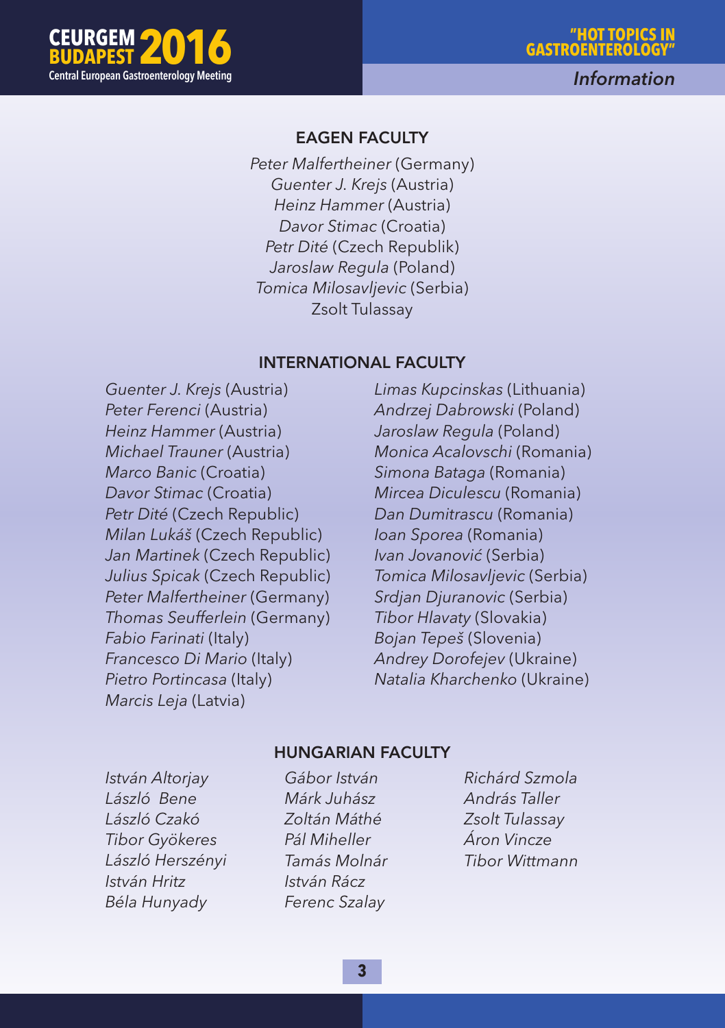## EAGEN FACULTY

*Peter Malfertheiner* (Germany)
*Guenter J. Krejs* (Austria)
*Heinz Hammer* (Austria)
*Davor Stimac* (Croatia)
*Petr Dité* (Czech Republik)
*Jaroslaw Regula* (Poland)
*Tomica Milosavljevic* (Serbia)
Zsolt Tulassay

## INTERNATIONAL FACULTY

*Guenter J. Krejs* (Austria)
*Peter Ferenci* (Austria)
*Heinz Hammer* (Austria)
*Michael Trauner* (Austria)
*Marco Banic* (Croatia)
*Davor Stimac* (Croatia)
*Petr Dité* (Czech Republic)
*Milan Lukáš* (Czech Republic)
*Jan Martinek* (Czech Republic)
*Julius Spicak* (Czech Republic)
*Peter Malfertheiner* (Germany)
*Thomas Seufferlein* (Germany)
*Fabio Farinati* (Italy)
*Francesco Di Mario* (Italy)
*Pietro Portincasa* (Italy)
*Marcis Leja* (Latvia)
*Limas Kupcinskas* (Lithuania)
*Andrzej Dabrowski* (Poland)
*Jaroslaw Regula* (Poland)
*Monica Acalovschi* (Romania)
*Simona Bataga* (Romania)
*Mircea Diculescu* (Romania)
*Dan Dumitrascu* (Romania)
*Ioan Sporea* (Romania)
*Ivan Jovanović* (Serbia)
*Tomica Milosavljevic* (Serbia)
*Srdjan Djuranovic* (Serbia)
*Tibor Hlavaty* (Slovakia)
*Bojan Tepeš* (Slovenia)
*Andrey Dorofejev* (Ukraine)
*Natalia Kharchenko* (Ukraine)

## HUNGARIAN FACULTY

*István Altorjay*
*László Bene*
*László Czakó*
*Tibor Gyökeres*
*László Herszényi*
*István Hritz*
*Béla Hunyady*
*Gábor István*
*Márk Juhász*
*Zoltán Máthé*
*Pál Miheller*
*Tamás Molnár*
*István Rácz*
*Ferenc Szalay*
*Richárd Szmola*
*András Taller*
*Zsolt Tulassay*
*Áron Vincze*
*Tibor Wittmann*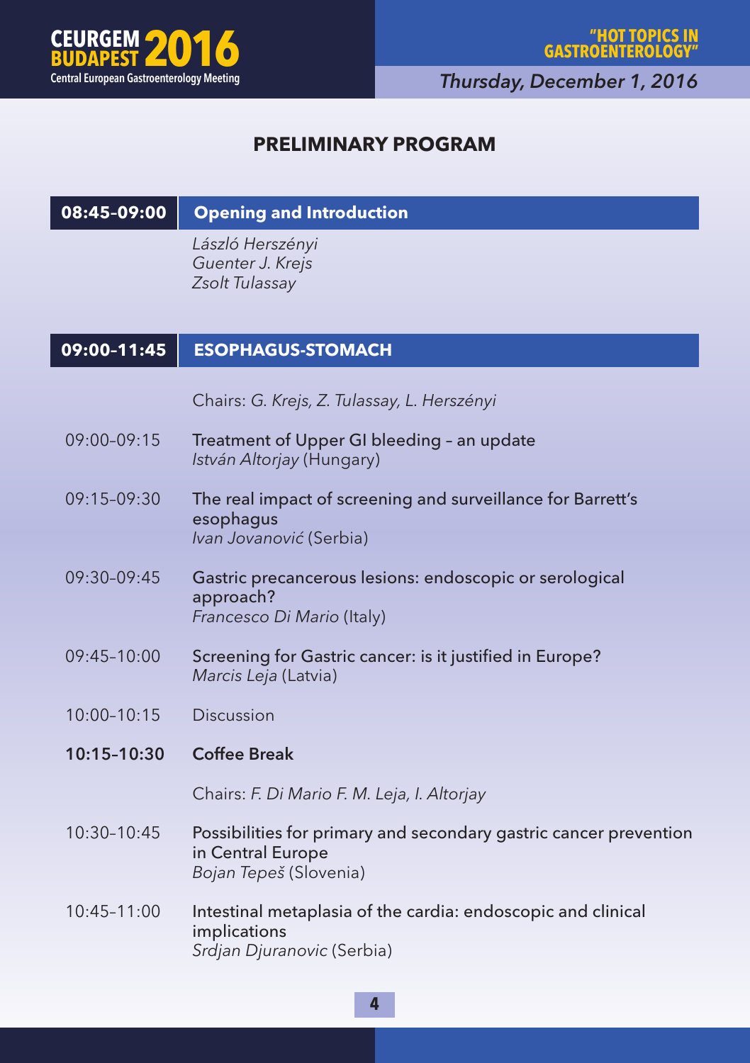## PRELIMINARY PROGRAM

**08:45–09:00 Opening and Introduction**

*László Herszényi*
*Guenter J. Krejs*
*Zsolt Tulassay*

**09:00–11:45 ESOPHAGUS-STOMACH**

Chairs: *G. Krejs, Z. Tulassay, L. Herszényi*

09:00–09:15 Treatment of Upper GI bleeding – an update
*István Altorjay* (Hungary)

09:15–09:30 The real impact of screening and surveillance for Barrett's esophagus
*Ivan Jovanović* (Serbia)

09:30–09:45 Gastric precancerous lesions: endoscopic or serological approach?
*Francesco Di Mario* (Italy)

09:45–10:00 Screening for Gastric cancer: is it justified in Europe?
*Marcis Leja* (Latvia)

10:00–10:15 Discussion

**10:15–10:30 Coffee Break**

Chairs: *F. Di Mario F. M. Leja, I. Altorjay*

10:30–10:45 Possibilities for primary and secondary gastric cancer prevention in Central Europe
*Bojan Tepeš* (Slovenia)

10:45–11:00 Intestinal metaplasia of the cardia: endoscopic and clinical implications
*Srdjan Djuranovic* (Serbia)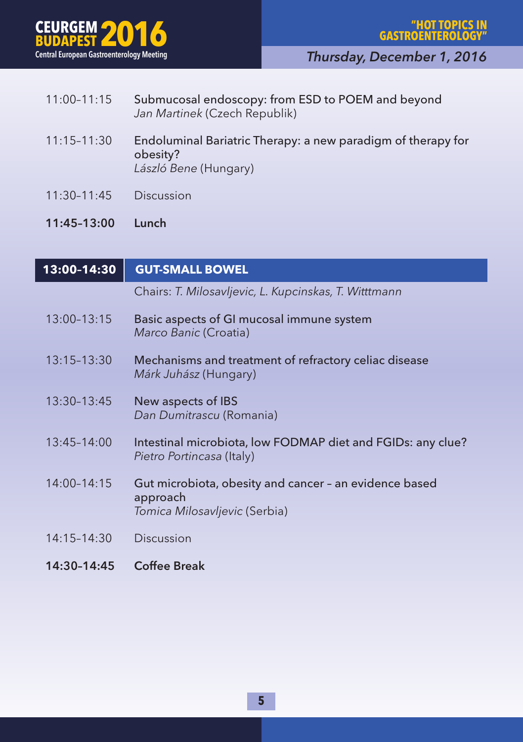11:00–11:15 Submucosal endoscopy: from ESD to POEM and beyond
*Jan Martinek* (Czech Republik)

11:15–11:30 Endoluminal Bariatric Therapy: a new paradigm of therapy for obesity?
*László Bene* (Hungary)

11:30–11:45 Discussion

**11:45–13:00 Lunch**

## 13:00–14:30 GUT-SMALL BOWEL

Chairs: *T. Milosavljevic, L. Kupcinskas, T. Witttmann*

13:00–13:15 Basic aspects of GI mucosal immune system
*Marco Banic* (Croatia)

13:15–13:30 Mechanisms and treatment of refractory celiac disease
*Márk Juhász* (Hungary)

13:30–13:45 New aspects of IBS
*Dan Dumitrascu* (Romania)

13:45–14:00 Intestinal microbiota, low FODMAP diet and FGIDs: any clue?
*Pietro Portincasa* (Italy)

14:00–14:15 Gut microbiota, obesity and cancer – an evidence based approach
*Tomica Milosavljevic* (Serbia)

14:15–14:30 Discussion

**14:30–14:45 Coffee Break**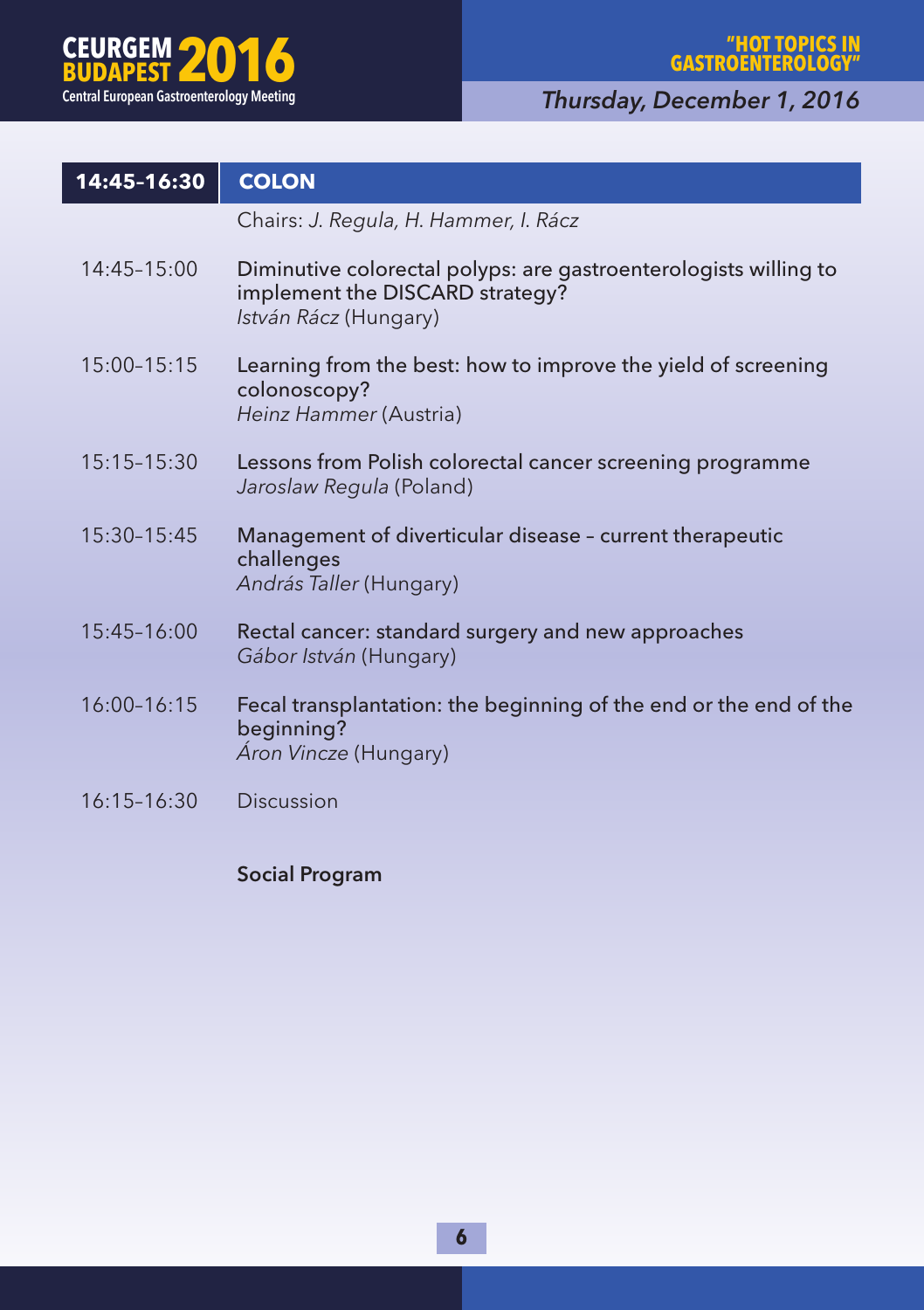## 14:45–16:30 COLON

Chairs: *J. Regula, H. Hammer, I. Rácz*

| | |
|---|---|
| 14:45–15:00 | Diminutive colorectal polyps: are gastroenterologists willing to implement the DISCARD strategy?<br>*István Rácz* (Hungary) |
| 15:00–15:15 | Learning from the best: how to improve the yield of screening colonoscopy?<br>*Heinz Hammer* (Austria) |
| 15:15–15:30 | Lessons from Polish colorectal cancer screening programme<br>*Jaroslaw Regula* (Poland) |
| 15:30–15:45 | Management of diverticular disease – current therapeutic challenges<br>*András Taller* (Hungary) |
| 15:45–16:00 | Rectal cancer: standard surgery and new approaches<br>*Gábor István* (Hungary) |
| 16:00–16:15 | Fecal transplantation: the beginning of the end or the end of the beginning?<br>*Áron Vincze* (Hungary) |
| 16:15–16:30 | Discussion |

**Social Program**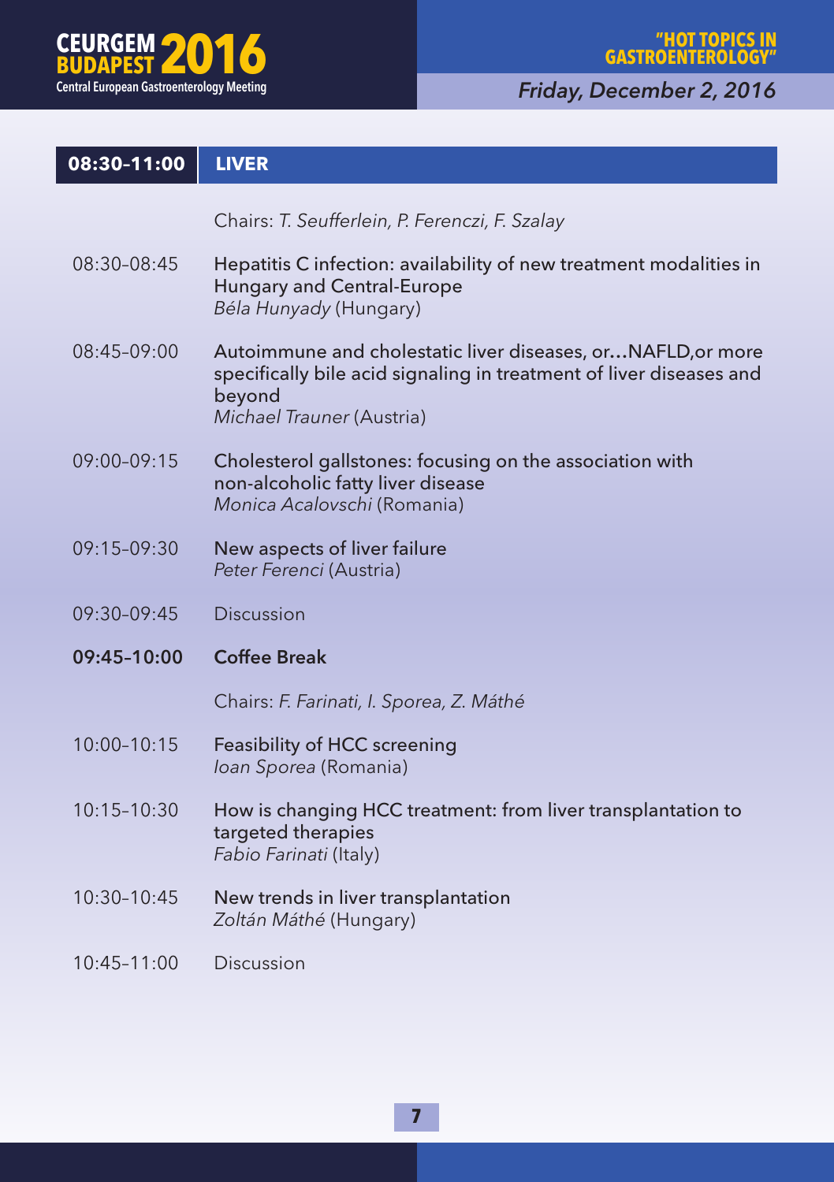## 08:30–11:00 LIVER

Chairs: *T. Seufferlein, P. Ferenczi, F. Szalay*

08:30–08:45 Hepatitis C infection: availability of new treatment modalities in Hungary and Central-Europe
*Béla Hunyady* (Hungary)

08:45–09:00 Autoimmune and cholestatic liver diseases, or…NAFLD,or more specifically bile acid signaling in treatment of liver diseases and beyond
*Michael Trauner* (Austria)

09:00–09:15 Cholesterol gallstones: focusing on the association with non-alcoholic fatty liver disease
*Monica Acalovschi* (Romania)

09:15–09:30 New aspects of liver failure
*Peter Ferenci* (Austria)

09:30–09:45 Discussion

**09:45–10:00 Coffee Break**

Chairs: *F. Farinati, I. Sporea, Z. Máthé*

10:00–10:15 Feasibility of HCC screening
*Ioan Sporea* (Romania)

10:15–10:30 How is changing HCC treatment: from liver transplantation to targeted therapies
*Fabio Farinati* (Italy)

10:30–10:45 New trends in liver transplantation
*Zoltán Máthé* (Hungary)

10:45–11:00 Discussion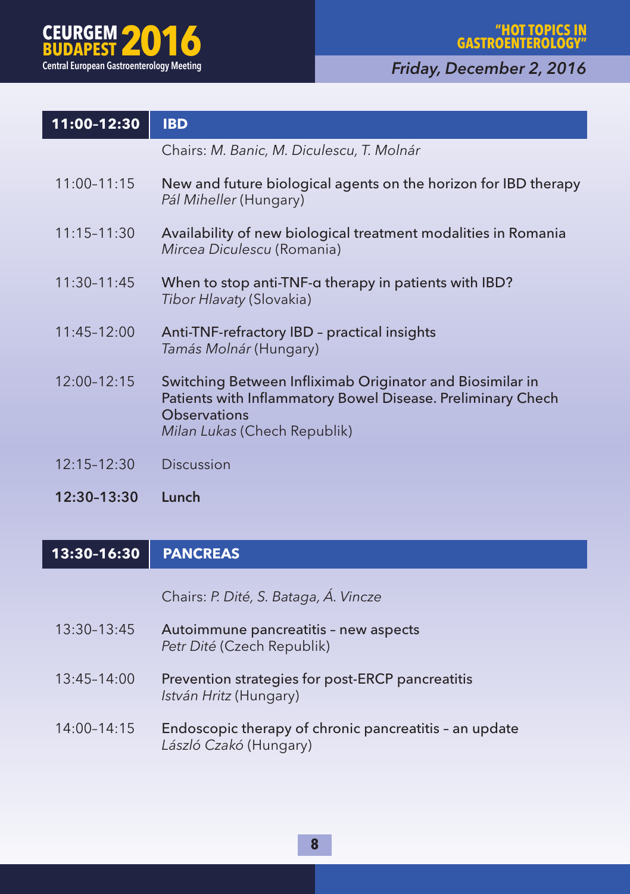## 11:00–12:30 IBD

Chairs: *M. Banic, M. Diculescu, T. Molnár*

11:00–11:15 New and future biological agents on the horizon for IBD therapy
*Pál Miheller* (Hungary)

11:15–11:30 Availability of new biological treatment modalities in Romania
*Mircea Diculescu* (Romania)

11:30–11:45 When to stop anti-TNF-α therapy in patients with IBD?
*Tibor Hlavaty* (Slovakia)

11:45–12:00 Anti-TNF-refractory IBD – practical insights
*Tamás Molnár* (Hungary)

12:00–12:15 Switching Between Infliximab Originator and Biosimilar in Patients with Inflammatory Bowel Disease. Preliminary Chech Observations
*Milan Lukas* (Chech Republik)

12:15–12:30 Discussion

**12:30–13:30 Lunch**

## 13:30–16:30 PANCREAS

Chairs: *P. Dité, S. Bataga, Á. Vincze*

13:30–13:45 Autoimmune pancreatitis – new aspects
*Petr Dité* (Czech Republik)

13:45–14:00 Prevention strategies for post-ERCP pancreatitis
*István Hritz* (Hungary)

14:00–14:15 Endoscopic therapy of chronic pancreatitis – an update
*László Czakó* (Hungary)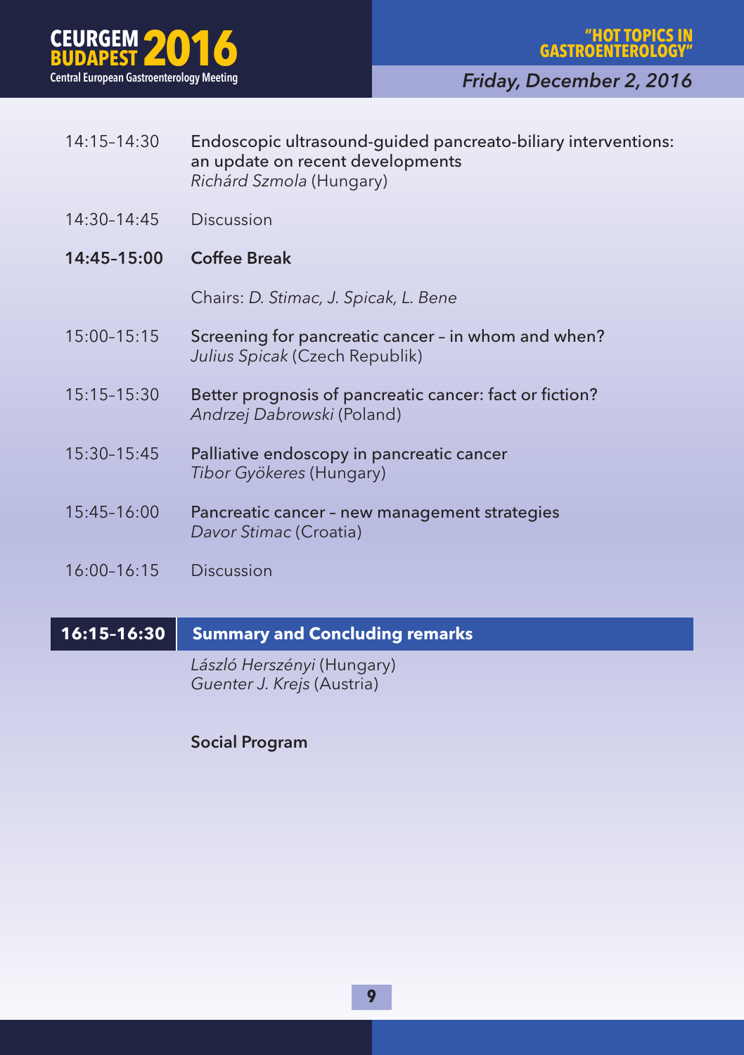14:15–14:30 Endoscopic ultrasound-guided pancreato-biliary interventions: an update on recent developments
*Richárd Szmola* (Hungary)

14:30–14:45 Discussion

**14:45–15:00 Coffee Break**

Chairs: *D. Stimac, J. Spicak, L. Bene*

15:00–15:15 Screening for pancreatic cancer – in whom and when?
*Julius Spicak* (Czech Republik)

15:15–15:30 Better prognosis of pancreatic cancer: fact or fiction?
*Andrzej Dabrowski* (Poland)

15:30–15:45 Palliative endoscopy in pancreatic cancer
*Tibor Gyökeres* (Hungary)

15:45–16:00 Pancreatic cancer – new management strategies
*Davor Stimac* (Croatia)

16:00–16:15 Discussion

## 16:15–16:30 Summary and Concluding remarks

*László Herszényi* (Hungary)
*Guenter J. Krejs* (Austria)

**Social Program**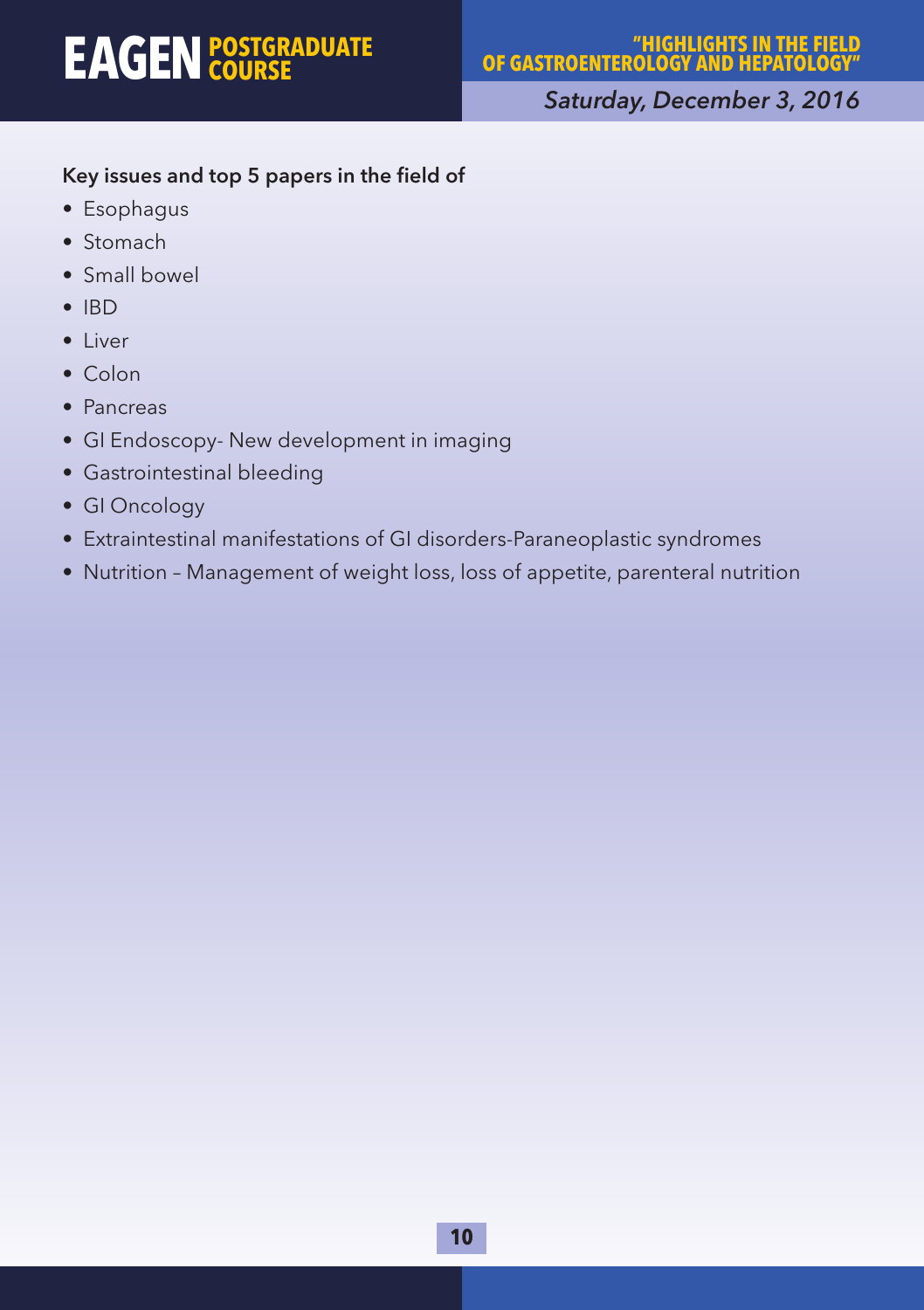**Key issues and top 5 papers in the field of**

- Esophagus
- Stomach
- Small bowel
- IBD
- Liver
- Colon
- Pancreas
- GI Endoscopy- New development in imaging
- Gastrointestinal bleeding
- GI Oncology
- Extraintestinal manifestations of GI disorders-Paraneoplastic syndromes
- Nutrition – Management of weight loss, loss of appetite, parenteral nutrition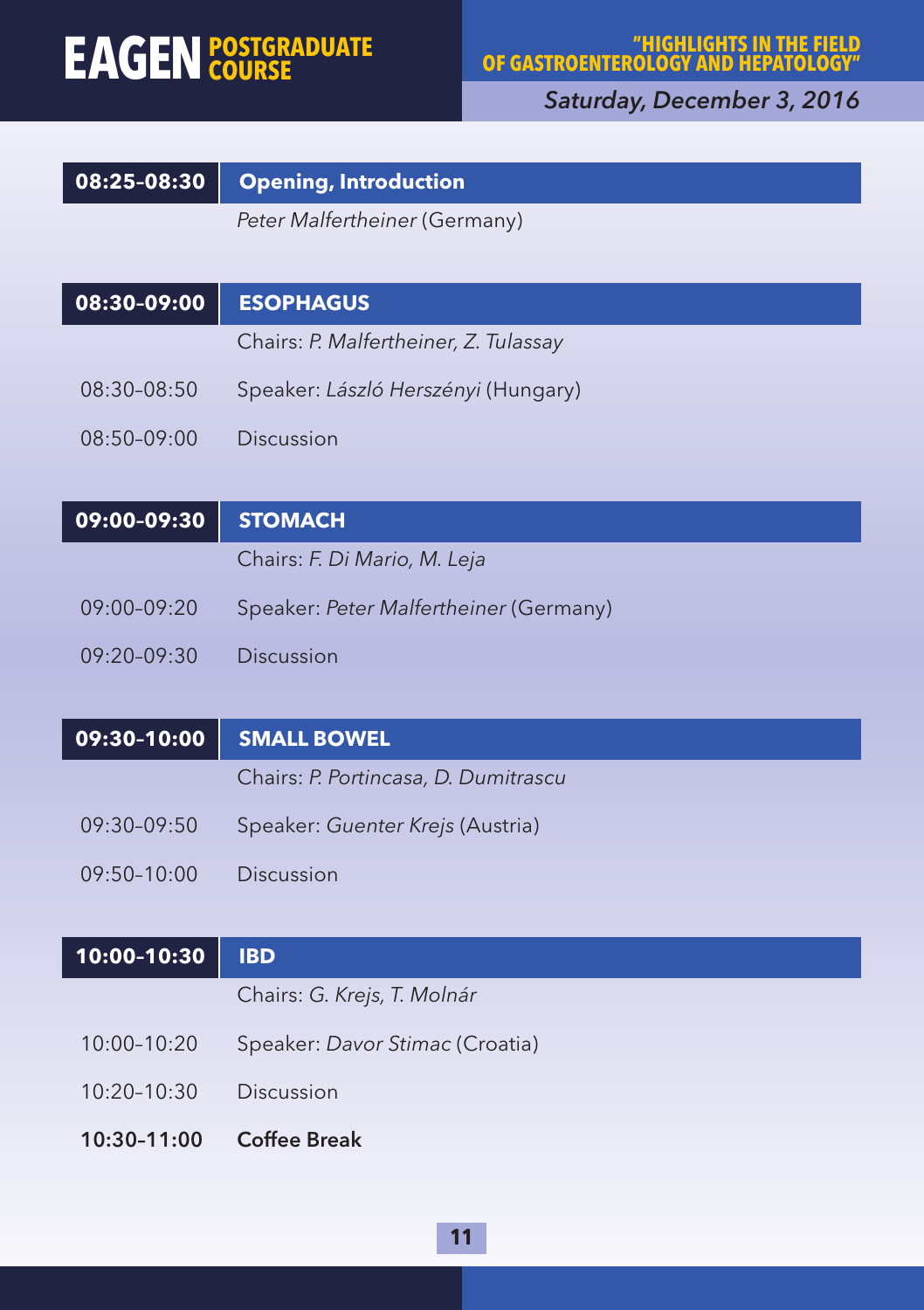# EAGEN POSTGRADUATE COURSE

## "HIGHLIGHTS IN THE FIELD OF GASTROENTEROLOGY AND HEPATOLOGY"

*Saturday, December 3, 2016*

| | |
|---|---|
| **08:25–08:30** | **Opening, Introduction** |
| | *Peter Malfertheiner* (Germany) |

| | |
|---|---|
| **08:30–09:00** | **ESOPHAGUS** |
| | Chairs: *P. Malfertheiner, Z. Tulassay* |
| 08:30–08:50 | Speaker: *László Herszényi* (Hungary) |
| 08:50–09:00 | Discussion |

| | |
|---|---|
| **09:00–09:30** | **STOMACH** |
| | Chairs: *F. Di Mario, M. Leja* |
| 09:00–09:20 | Speaker: *Peter Malfertheiner* (Germany) |
| 09:20–09:30 | Discussion |

| | |
|---|---|
| **09:30–10:00** | **SMALL BOWEL** |
| | Chairs: *P. Portincasa, D. Dumitrascu* |
| 09:30–09:50 | Speaker: *Guenter Krejs* (Austria) |
| 09:50–10:00 | Discussion |

| | |
|---|---|
| **10:00–10:30** | **IBD** |
| | Chairs: *G. Krejs, T. Molnár* |
| 10:00–10:20 | Speaker: *Davor Stimac* (Croatia) |
| 10:20–10:30 | Discussion |
| **10:30–11:00** | **Coffee Break** |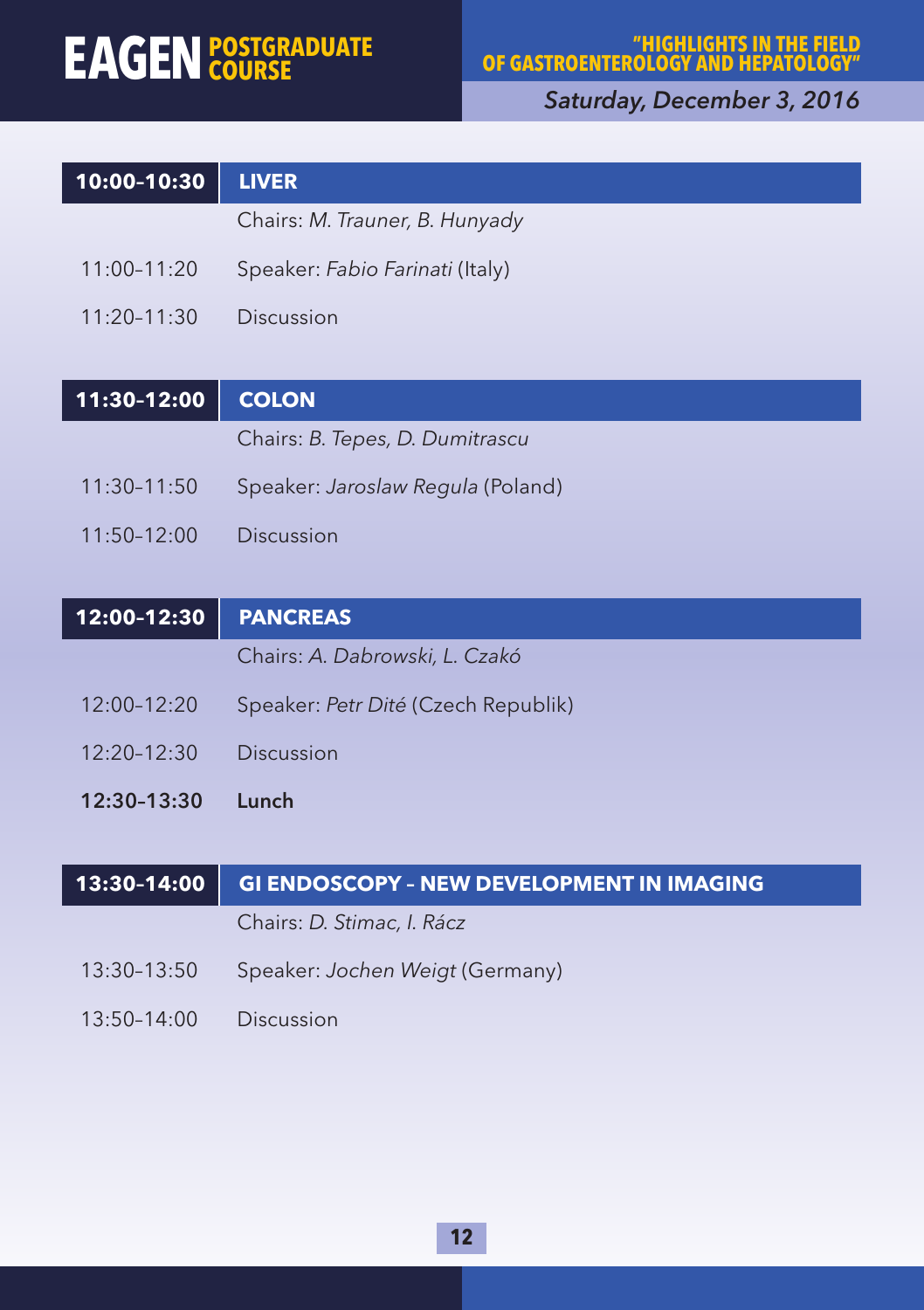# EAGEN POSTGRADUATE COURSE

## "HIGHLIGHTS IN THE FIELD OF GASTROENTEROLOGY AND HEPATOLOGY"

*Saturday, December 3, 2016*

| | |
|---|---|
| **10:00–10:30** | **LIVER** |
| | Chairs: *M. Trauner, B. Hunyady* |
| 11:00–11:20 | Speaker: *Fabio Farinati* (Italy) |
| 11:20–11:30 | Discussion |

| | |
|---|---|
| **11:30–12:00** | **COLON** |
| | Chairs: *B. Tepes, D. Dumitrascu* |
| 11:30–11:50 | Speaker: *Jaroslaw Regula* (Poland) |
| 11:50–12:00 | Discussion |

| | |
|---|---|
| **12:00–12:30** | **PANCREAS** |
| | Chairs: *A. Dabrowski, L. Czakó* |
| 12:00–12:20 | Speaker: *Petr Dité* (Czech Republik) |
| 12:20–12:30 | Discussion |
| **12:30–13:30** | **Lunch** |

| | |
|---|---|
| **13:30–14:00** | **GI ENDOSCOPY – NEW DEVELOPMENT IN IMAGING** |
| | Chairs: *D. Stimac, I. Rácz* |
| 13:30–13:50 | Speaker: *Jochen Weigt* (Germany) |
| 13:50–14:00 | Discussion |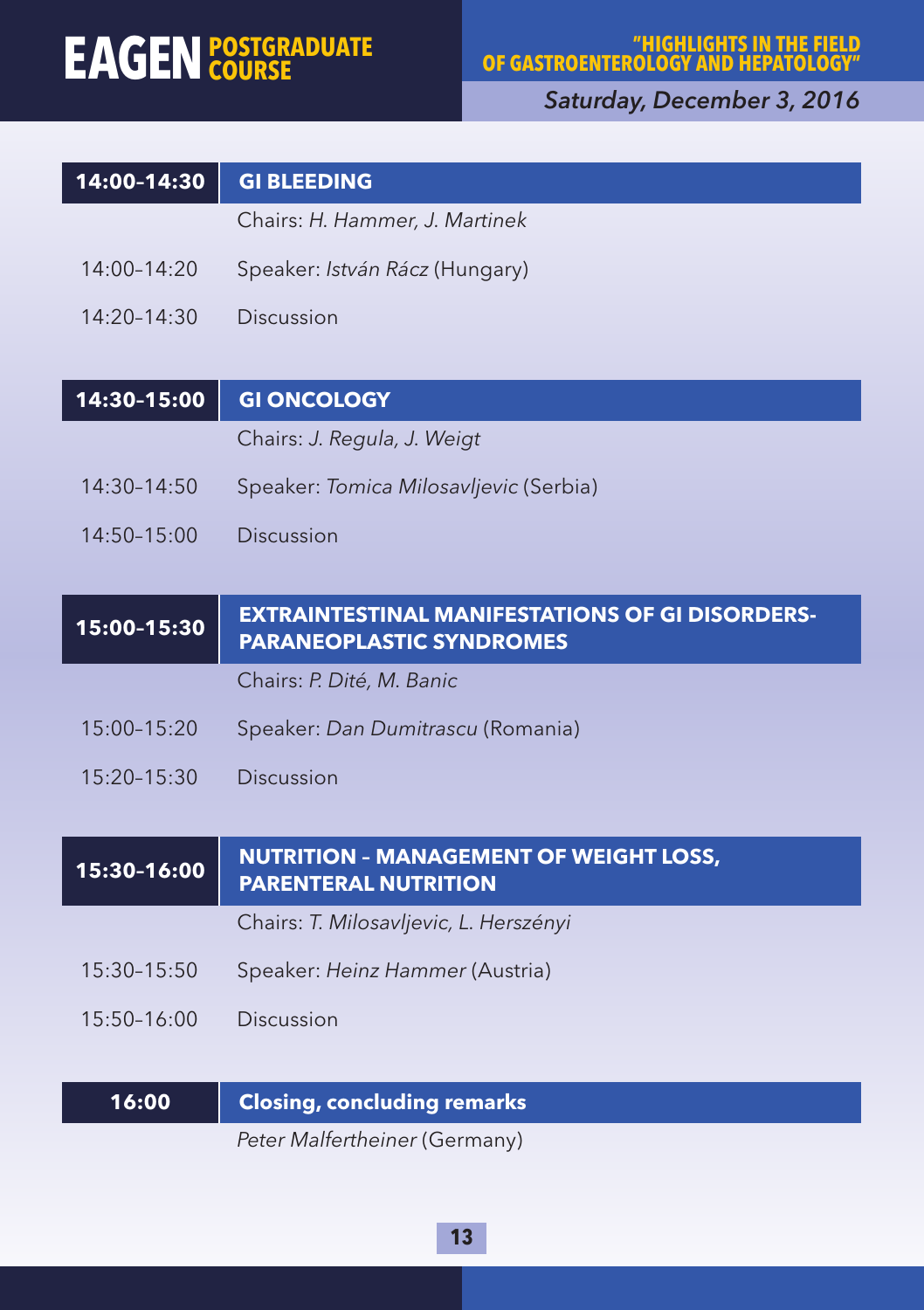| 14:00–14:30 | **GI BLEEDING** |
|---|---|
| | Chairs: *H. Hammer, J. Martinek* |
| 14:00–14:20 | Speaker: *István Rácz* (Hungary) |
| 14:20–14:30 | Discussion |

| 14:30–15:00 | **GI ONCOLOGY** |
|---|---|
| | Chairs: *J. Regula, J. Weigt* |
| 14:30–14:50 | Speaker: *Tomica Milosavljevic* (Serbia) |
| 14:50–15:00 | Discussion |

| 15:00–15:30 | **EXTRAINTESTINAL MANIFESTATIONS OF GI DISORDERS-PARANEOPLASTIC SYNDROMES** |
|---|---|
| | Chairs: *P. Dité, M. Banic* |
| 15:00–15:20 | Speaker: *Dan Dumitrascu* (Romania) |
| 15:20–15:30 | Discussion |

| 15:30–16:00 | **NUTRITION – MANAGEMENT OF WEIGHT LOSS, PARENTERAL NUTRITION** |
|---|---|
| | Chairs: *T. Milosavljevic, L. Herszényi* |
| 15:30–15:50 | Speaker: *Heinz Hammer* (Austria) |
| 15:50–16:00 | Discussion |

| 16:00 | **Closing, concluding remarks** |
|---|---|
| | *Peter Malfertheiner* (Germany) |